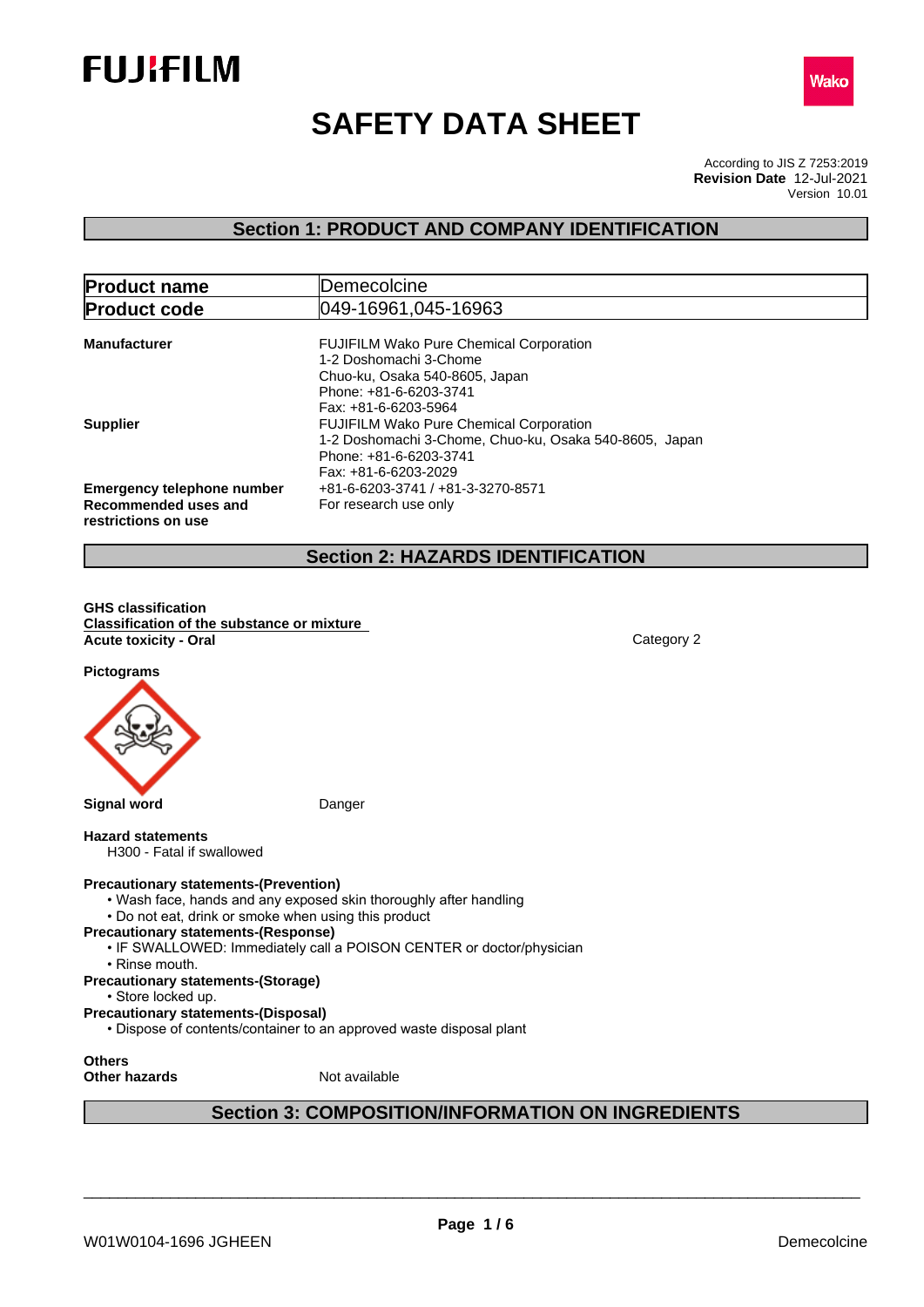# SAFETY DATA SHEET

According to JIS Z 7253:2019
**Revision Date** 12-Jul-2021
Version 10.01

## Section 1: PRODUCT AND COMPANY IDENTIFICATION

| **Product name** | Demecolcine |
|---|---|
| **Product code** | 049-16961,045-16963 |

**Manufacturer**
FUJIFILM Wako Pure Chemical Corporation
1-2 Doshomachi 3-Chome
Chuo-ku, Osaka 540-8605, Japan
Phone: +81-6-6203-3741
Fax: +81-6-6203-5964

**Supplier**
FUJIFILM Wako Pure Chemical Corporation
1-2 Doshomachi 3-Chome, Chuo-ku, Osaka 540-8605, Japan
Phone: +81-6-6203-3741
Fax: +81-6-6203-2029

**Emergency telephone number** +81-6-6203-3741 / +81-3-3270-8571

**Recommended uses and restrictions on use** For research use only

## Section 2: HAZARDS IDENTIFICATION

**GHS classification**
**Classification of the substance or mixture**
**Acute toxicity - Oral** Category 2

**Pictograms**

**Signal word** Danger

**Hazard statements**
H300 - Fatal if swallowed

**Precautionary statements-(Prevention)**
- Wash face, hands and any exposed skin thoroughly after handling
- Do not eat, drink or smoke when using this product

**Precautionary statements-(Response)**
- IF SWALLOWED: Immediately call a POISON CENTER or doctor/physician
- Rinse mouth.

**Precautionary statements-(Storage)**
- Store locked up.

**Precautionary statements-(Disposal)**
- Dispose of contents/container to an approved waste disposal plant

**Others**
**Other hazards** Not available

## Section 3: COMPOSITION/INFORMATION ON INGREDIENTS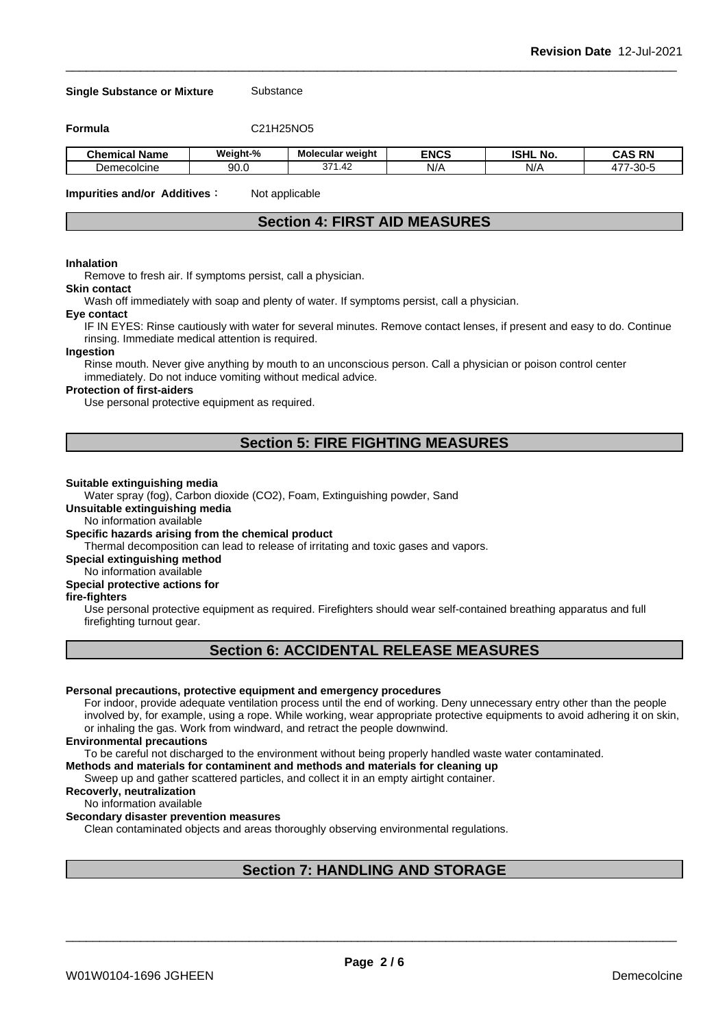**Single Substance or Mixture** Substance

**Formula** $C_{21}H_{25}NO_5$

| Chemical Name | Weight-% | Molecular weight | ENCS | ISHL No. | CAS RN |
|---|---|---|---|---|---|
| Demecolcine | 90.0 | 371.42 | N/A | N/A | 477-30-5 |

**Impurities and/or Additives**: Not applicable

## Section 4: FIRST AID MEASURES

**Inhalation**
Remove to fresh air. If symptoms persist, call a physician.

**Skin contact**
Wash off immediately with soap and plenty of water. If symptoms persist, call a physician.

**Eye contact**
IF IN EYES: Rinse cautiously with water for several minutes. Remove contact lenses, if present and easy to do. Continue rinsing. Immediate medical attention is required.

**Ingestion**
Rinse mouth. Never give anything by mouth to an unconscious person. Call a physician or poison control center immediately. Do not induce vomiting without medical advice.

**Protection of first-aiders**
Use personal protective equipment as required.

## Section 5: FIRE FIGHTING MEASURES

**Suitable extinguishing media**
Water spray (fog), Carbon dioxide ($CO_2$), Foam, Extinguishing powder, Sand

**Unsuitable extinguishing media**
No information available

**Specific hazards arising from the chemical product**
Thermal decomposition can lead to release of irritating and toxic gases and vapors.

**Special extinguishing method**
No information available

**Special protective actions for fire-fighters**
Use personal protective equipment as required. Firefighters should wear self-contained breathing apparatus and full firefighting turnout gear.

## Section 6: ACCIDENTAL RELEASE MEASURES

**Personal precautions, protective equipment and emergency procedures**
For indoor, provide adequate ventilation process until the end of working. Deny unnecessary entry other than the people involved by, for example, using a rope. While working, wear appropriate protective equipments to avoid adhering it on skin, or inhaling the gas. Work from windward, and retract the people downwind.

**Environmental precautions**
To be careful not discharged to the environment without being properly handled waste water contaminated.

**Methods and materials for contaminent and methods and materials for cleaning up**
Sweep up and gather scattered particles, and collect it in an empty airtight container.

**Recoverly, neutralization**
No information available

**Secondary disaster prevention measures**
Clean contaminated objects and areas thoroughly observing environmental regulations.

## Section 7: HANDLING AND STORAGE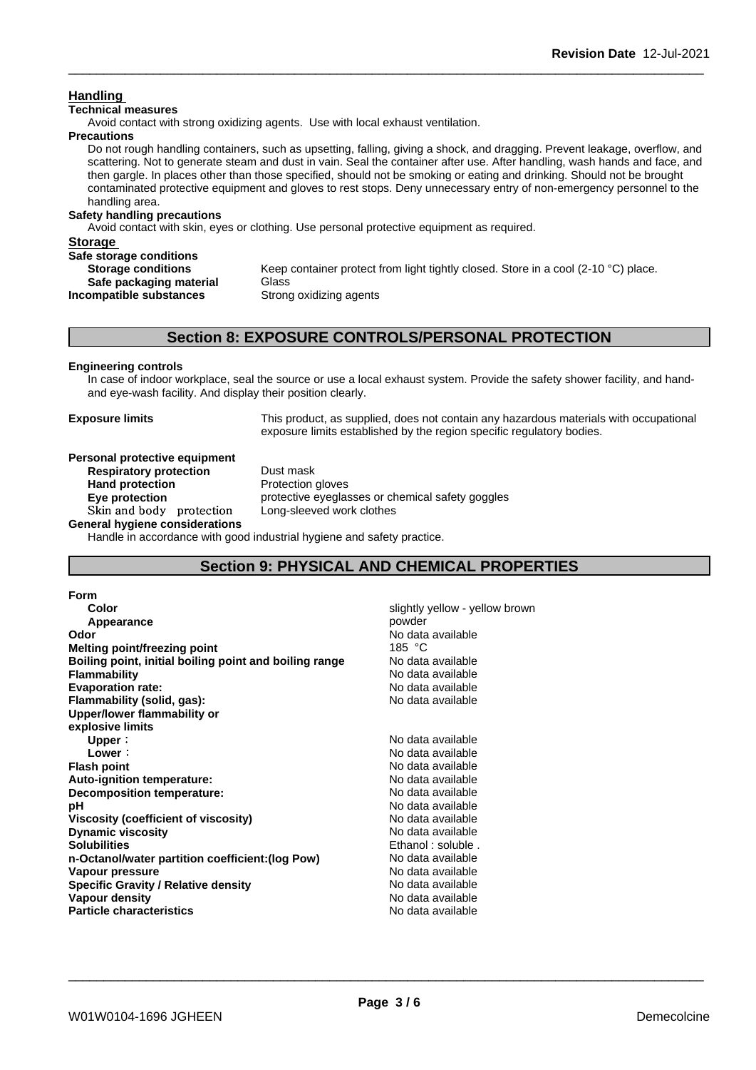## Handling

**Technical measures**

Avoid contact with strong oxidizing agents. Use with local exhaust ventilation.

**Precautions**

Do not rough handling containers, such as upsetting, falling, giving a shock, and dragging. Prevent leakage, overflow, and scattering. Not to generate steam and dust in vain. Seal the container after use. After handling, wash hands and face, and then gargle. In places other than those specified, should not be smoking or eating and drinking. Should not be brought contaminated protective equipment and gloves to rest stops. Deny unnecessary entry of non-emergency personnel to the handling area.

**Safety handling precautions**

Avoid contact with skin, eyes or clothing. Use personal protective equipment as required.

## Storage

**Safe storage conditions**

| | |
|---|---|
| **Storage conditions** | Keep container protect from light tightly closed. Store in a cool (2-10 °C) place. |
| **Safe packaging material** | Glass |
| **Incompatible substances** | Strong oxidizing agents |

## Section 8: EXPOSURE CONTROLS/PERSONAL PROTECTION

**Engineering controls**

In case of indoor workplace, seal the source or use a local exhaust system. Provide the safety shower facility, and hand- and eye-wash facility. And display their position clearly.

**Exposure limits** — This product, as supplied, does not contain any hazardous materials with occupational exposure limits established by the region specific regulatory bodies.

**Personal protective equipment**

| | |
|---|---|
| **Respiratory protection** | Dust mask |
| **Hand protection** | Protection gloves |
| **Eye protection** | protective eyeglasses or chemical safety goggles |
| **Skin and body protection** | Long-sleeved work clothes |

**General hygiene considerations**

Handle in accordance with good industrial hygiene and safety practice.

## Section 9: PHYSICAL AND CHEMICAL PROPERTIES

**Form**

| | |
|---|---|
| **Color** | slightly yellow - yellow brown |
| **Appearance** | powder |
| **Odor** | No data available |
| **Melting point/freezing point** | 185 °C |
| **Boiling point, initial boiling point and boiling range** | No data available |
| **Flammability** | No data available |
| **Evaporation rate:** | No data available |
| **Flammability (solid, gas):** | No data available |
| **Upper/lower flammability or explosive limits** | |
| **Upper**： | No data available |
| **Lower**： | No data available |
| **Flash point** | No data available |
| **Auto-ignition temperature:** | No data available |
| **Decomposition temperature:** | No data available |
| **pH** | No data available |
| **Viscosity (coefficient of viscosity)** | No data available |
| **Dynamic viscosity** | No data available |
| **Solubilities** | Ethanol : soluble . |
| **n-Octanol/water partition coefficient:(log Pow)** | No data available |
| **Vapour pressure** | No data available |
| **Specific Gravity / Relative density** | No data available |
| **Vapour density** | No data available |
| **Particle characteristics** | No data available |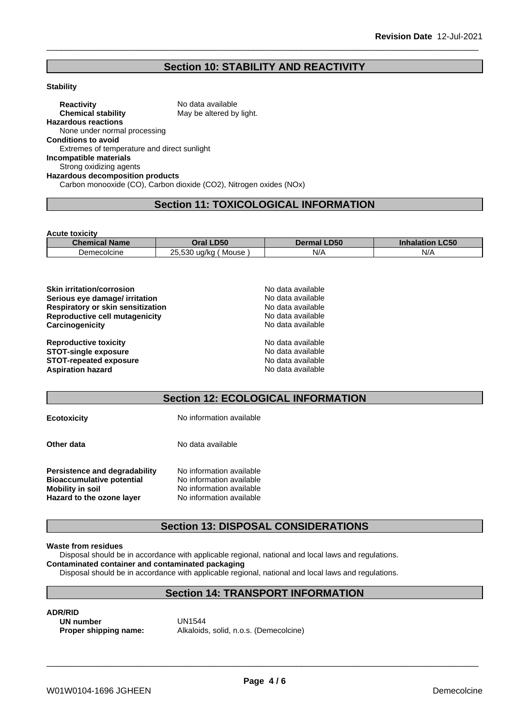## Section 10: STABILITY AND REACTIVITY

**Stability**

**Reactivity** No data available

**Chemical stability** May be altered by light.

**Hazardous reactions**

None under normal processing

**Conditions to avoid**

Extremes of temperature and direct sunlight

**Incompatible materials**

Strong oxidizing agents

**Hazardous decomposition products**

Carbon monooxide (CO), Carbon dioxide ($CO_2$), Nitrogen oxides (NOx)

## Section 11: TOXICOLOGICAL INFORMATION

**Acute toxicity**

| Chemical Name | Oral LD50 | Dermal LD50 | Inhalation LC50 |
|---|---|---|---|
| Demecolcine | 25,530 ug/kg ( Mouse ) | N/A | N/A |

**Skin irritation/corrosion** No data available

**Serious eye damage/ irritation** No data available

**Respiratory or skin sensitization** No data available

**Reproductive cell mutagenicity** No data available

**Carcinogenicity** No data available

**Reproductive toxicity** No data available

**STOT-single exposure** No data available

**STOT-repeated exposure** No data available

**Aspiration hazard** No data available

## Section 12: ECOLOGICAL INFORMATION

**Ecotoxicity** No information available

**Other data** No data available

**Persistence and degradability** No information available

**Bioaccumulative potential** No information available

**Mobility in soil** No information available

**Hazard to the ozone layer** No information available

## Section 13: DISPOSAL CONSIDERATIONS

**Waste from residues**

Disposal should be in accordance with applicable regional, national and local laws and regulations.

**Contaminated container and contaminated packaging**

Disposal should be in accordance with applicable regional, national and local laws and regulations.

## Section 14: TRANSPORT INFORMATION

**ADR/RID**

**UN number** UN1544

**Proper shipping name:** Alkaloids, solid, n.o.s. (Demecolcine)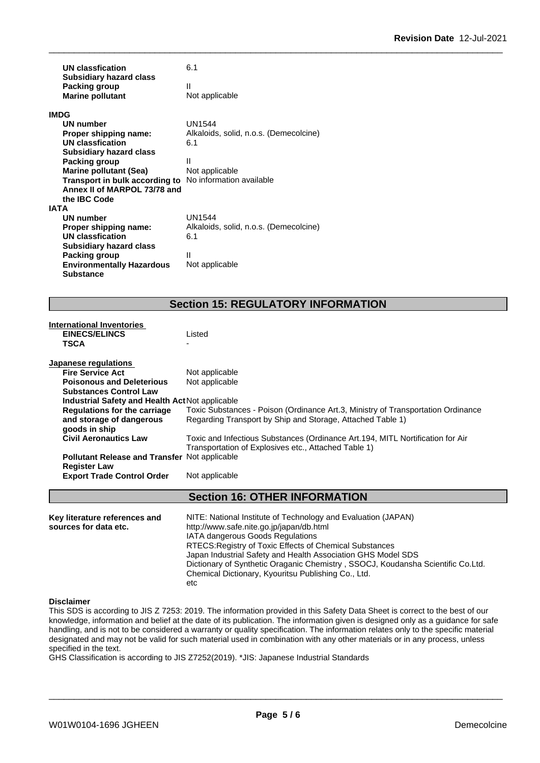| | |
|---|---|
| **UN classfication** | 6.1 |
| **Subsidiary hazard class** | |
| **Packing group** | II |
| **Marine pollutant** | Not applicable |

**IMDG**

| | |
|---|---|
| **UN number** | UN1544 |
| **Proper shipping name:** | Alkaloids, solid, n.o.s. (Demecolcine) |
| **UN classfication** | 6.1 |
| **Subsidiary hazard class** | |
| **Packing group** | II |
| **Marine pollutant (Sea)** | Not applicable |
| **Transport in bulk according to Annex II of MARPOL 73/78 and the IBC Code** | No information available |

**IATA**

| | |
|---|---|
| **UN number** | UN1544 |
| **Proper shipping name:** | Alkaloids, solid, n.o.s. (Demecolcine) |
| **UN classfication** | 6.1 |
| **Subsidiary hazard class** | |
| **Packing group** | II |
| **Environmentally Hazardous Substance** | Not applicable |

## Section 15: REGULATORY INFORMATION

**International Inventories**

| | |
|---|---|
| **EINECS/ELINCS** | Listed |
| **TSCA** | - |

**Japanese regulations**

| | |
|---|---|
| **Fire Service Act** | Not applicable |
| **Poisonous and Deleterious Substances Control Law** | Not applicable |
| **Industrial Safety and Health Act** | Not applicable |
| **Regulations for the carriage and storage of dangerous goods in ship** | Toxic Substances - Poison (Ordinance Art.3, Ministry of Transportation Ordinance Regarding Transport by Ship and Storage, Attached Table 1) |
| **Civil Aeronautics Law** | Toxic and Infectious Substances (Ordinance Art.194, MITL Nortification for Air Transportation of Explosives etc., Attached Table 1) |
| **Pollutant Release and Transfer Register Law** | Not applicable |
| **Export Trade Control Order** | Not applicable |

## Section 16: OTHER INFORMATION

**Key literature references and sources for data etc.**

NITE: National Institute of Technology and Evaluation (JAPAN)
http://www.safe.nite.go.jp/japan/db.html
IATA dangerous Goods Regulations
RTECS:Registry of Toxic Effects of Chemical Substances
Japan Industrial Safety and Health Association GHS Model SDS
Dictionary of Synthetic Oraganic Chemistry , SSOCJ, Koudansha Scientific Co.Ltd.
Chemical Dictionary, Kyouritsu Publishing Co., Ltd.
etc

**Disclaimer**

This SDS is according to JIS Z 7253: 2019. The information provided in this Safety Data Sheet is correct to the best of our knowledge, information and belief at the date of its publication. The information given is designed only as a guidance for safe handling, and is not to be considered a warranty or quality specification. The information relates only to the specific material designated and may not be valid for such material used in combination with any other materials or in any process, unless specified in the text.

GHS Classification is according to JIS Z7252(2019). *JIS: Japanese Industrial Standards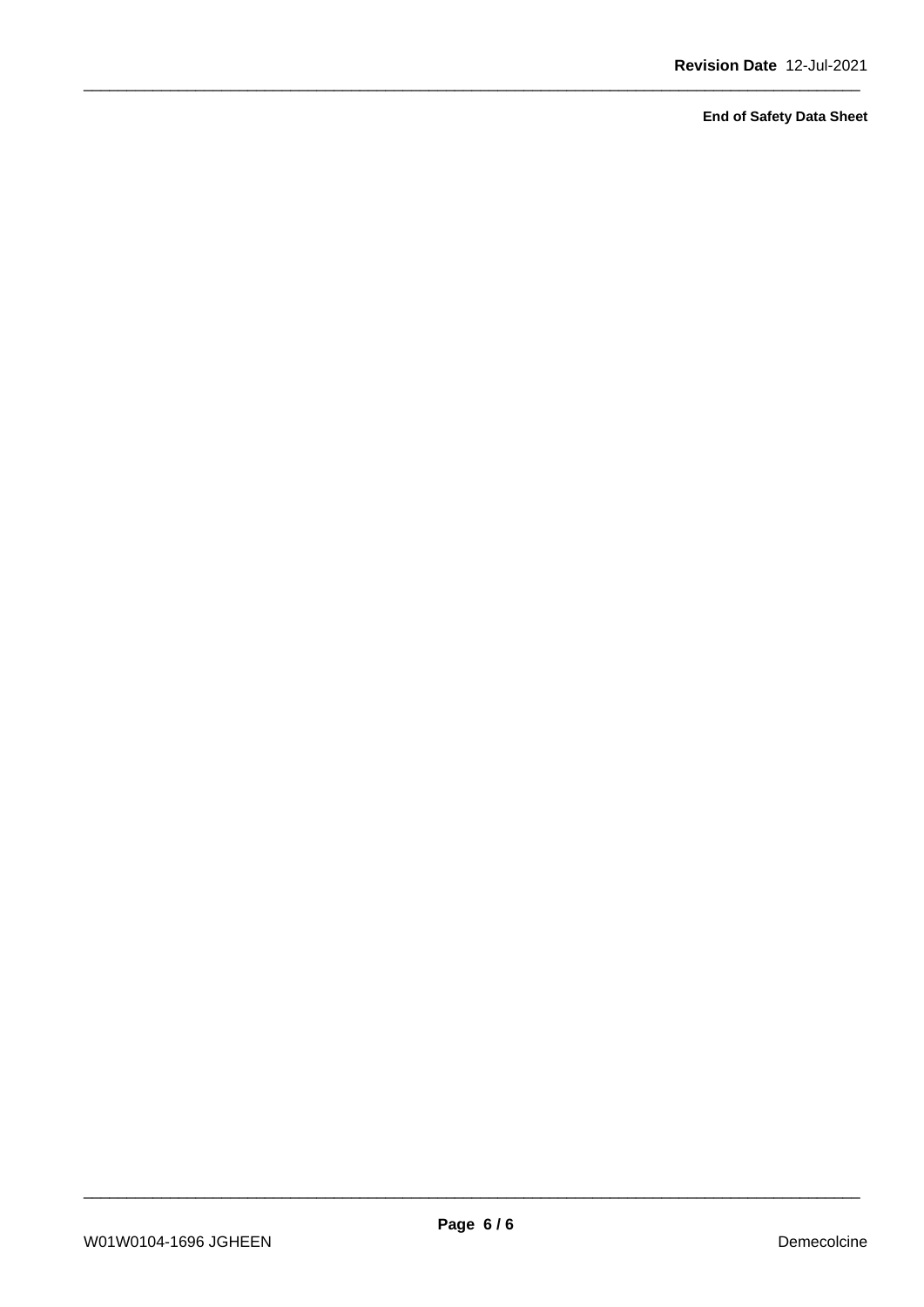**End of Safety Data Sheet**